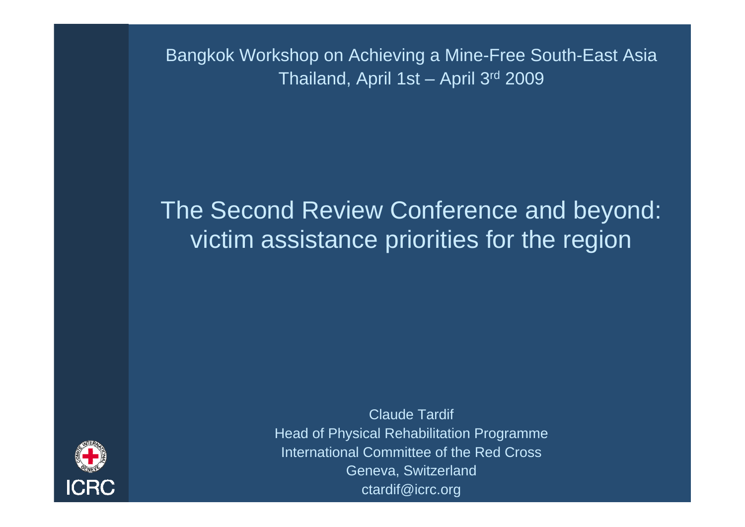Bangkok Workshop on Achieving a Mine-Free South-East Asia
Thailand, April 1st – April 3rd 2009

# The Second Review Conference and beyond: victim assistance priorities for the region

Claude Tardif
Head of Physical Rehabilitation Programme
International Committee of the Red Cross
Geneva, Switzerland
ctardif@icrc.org

ICRC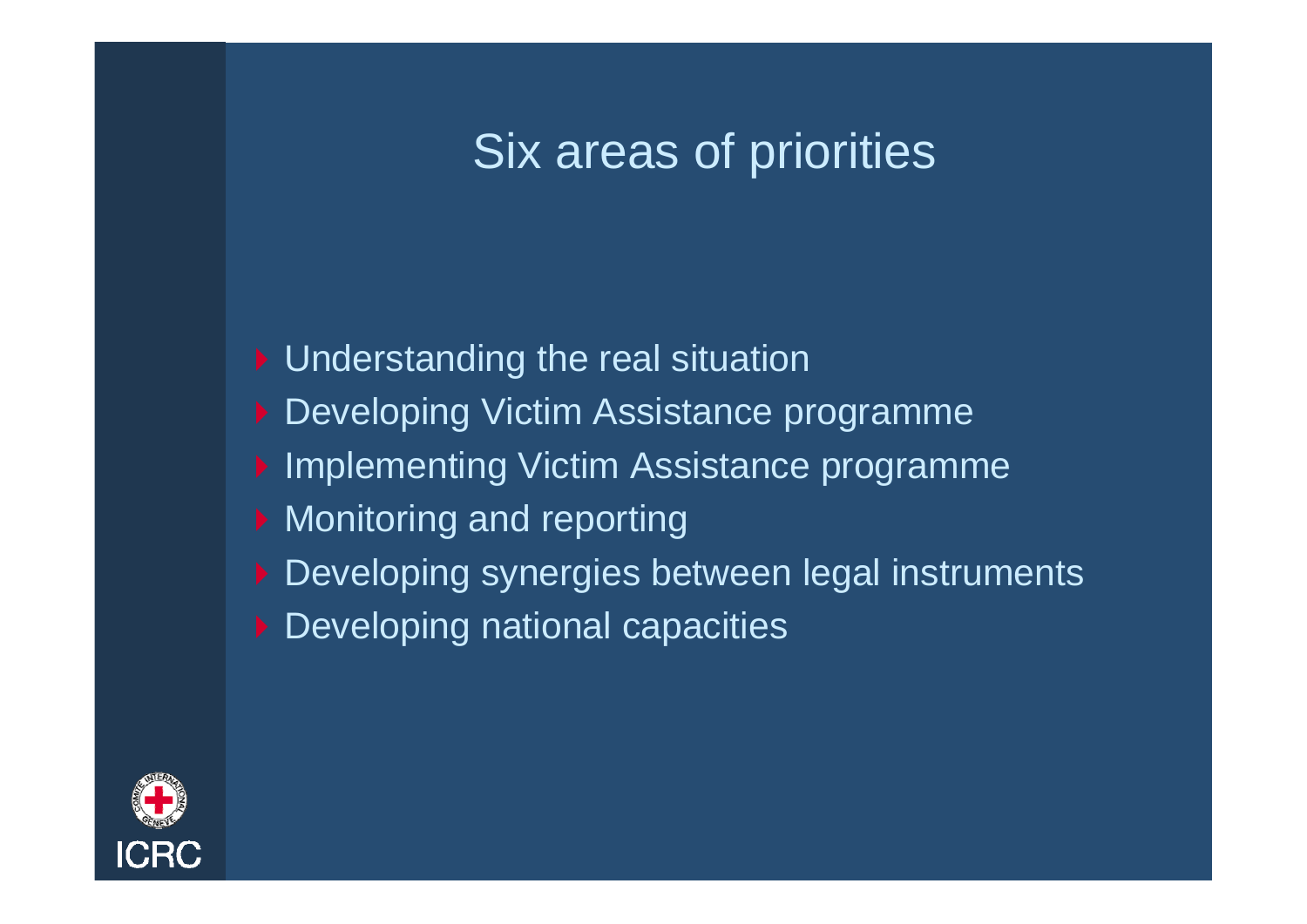# Six areas of priorities

- Understanding the real situation
- Developing Victim Assistance programme
- Implementing Victim Assistance programme
- Monitoring and reporting
- Developing synergies between legal instruments
- Developing national capacities

ICRC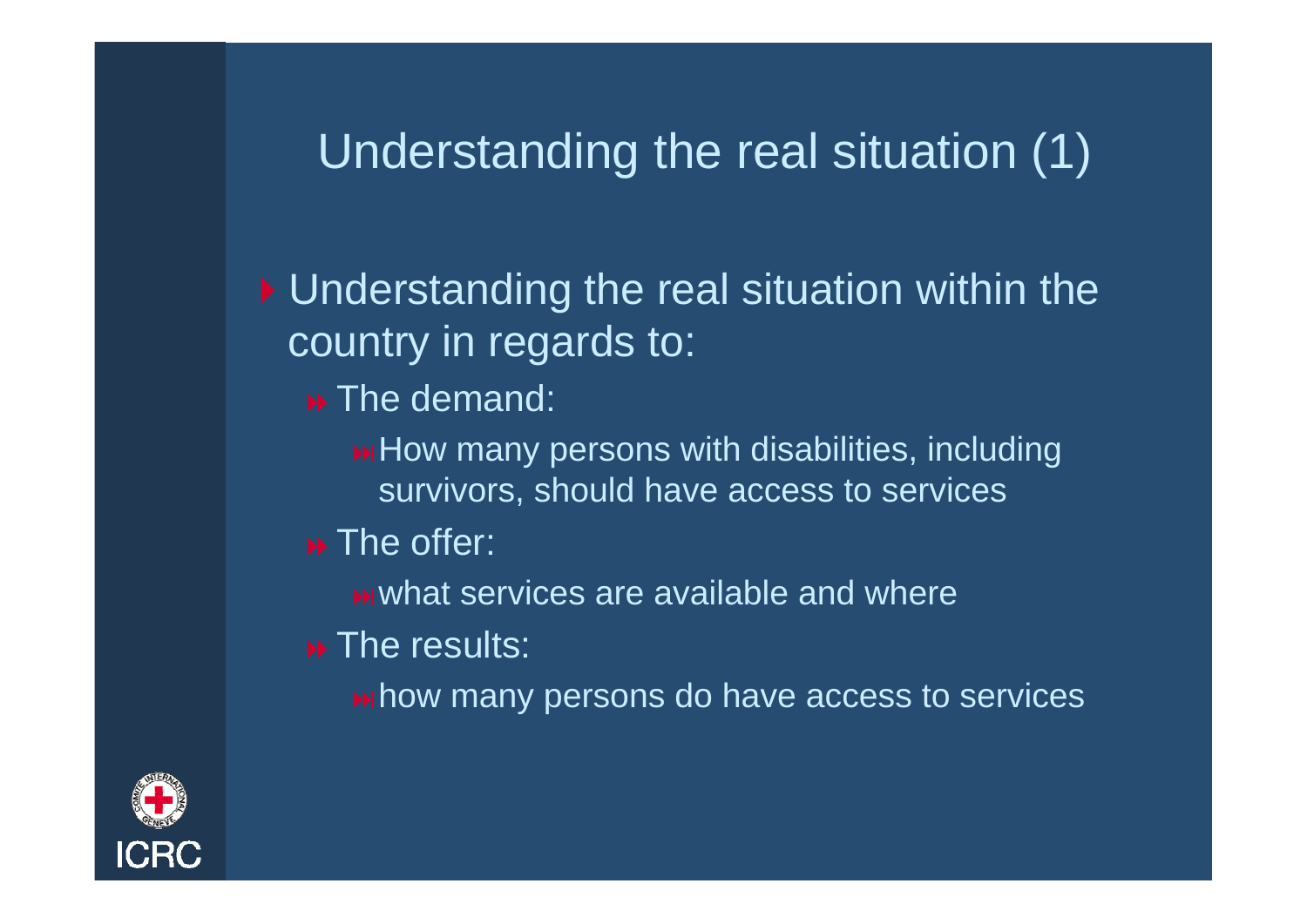# Understanding the real situation (1)

- Understanding the real situation within the country in regards to:
  - The demand:
    - How many persons with disabilities, including survivors, should have access to services
  - The offer:
    - what services are available and where
  - The results:
    - how many persons do have access to services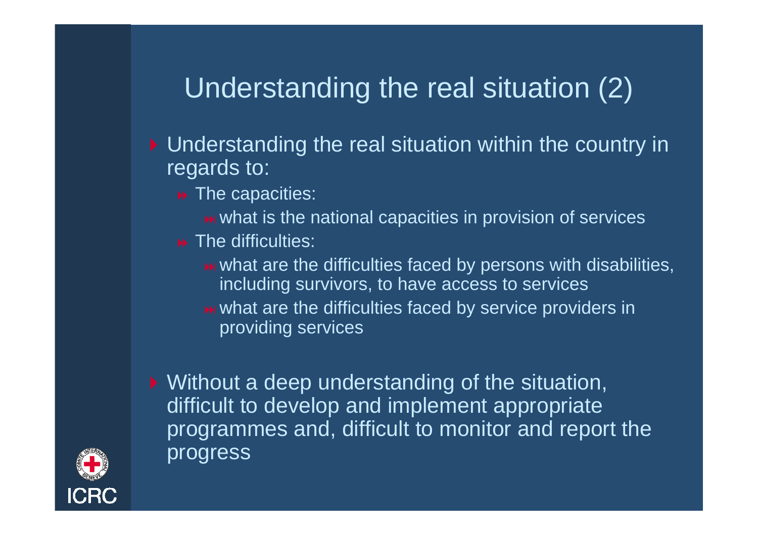# Understanding the real situation (2)

- Understanding the real situation within the country in regards to:
  - The capacities:
    - what is the national capacities in provision of services
  - The difficulties:
    - what are the difficulties faced by persons with disabilities, including survivors, to have access to services
    - what are the difficulties faced by service providers in providing services
- Without a deep understanding of the situation, difficult to develop and implement appropriate programmes and, difficult to monitor and report the progress

ICRC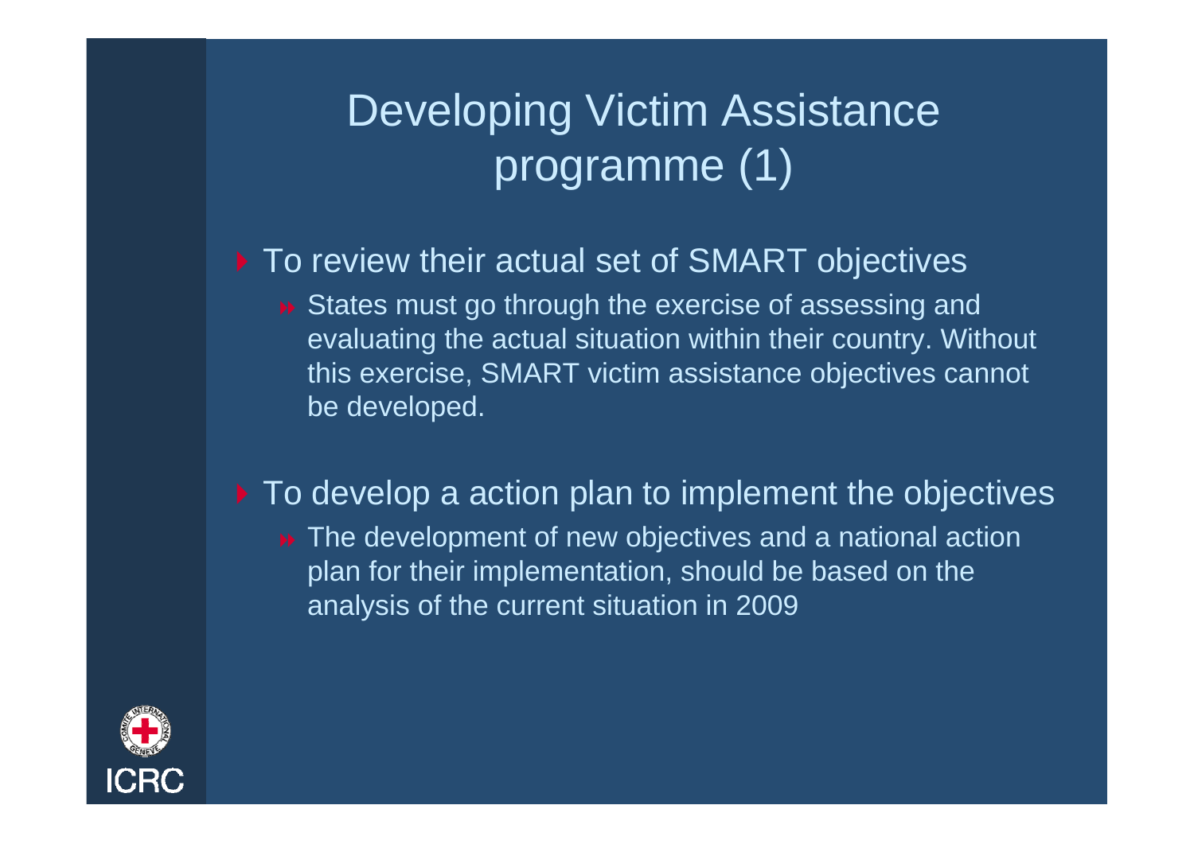# Developing Victim Assistance programme (1)

- To review their actual set of SMART objectives
  - States must go through the exercise of assessing and evaluating the actual situation within their country. Without this exercise, SMART victim assistance objectives cannot be developed.

- To develop a action plan to implement the objectives
  - The development of new objectives and a national action plan for their implementation, should be based on the analysis of the current situation in 2009

ICRC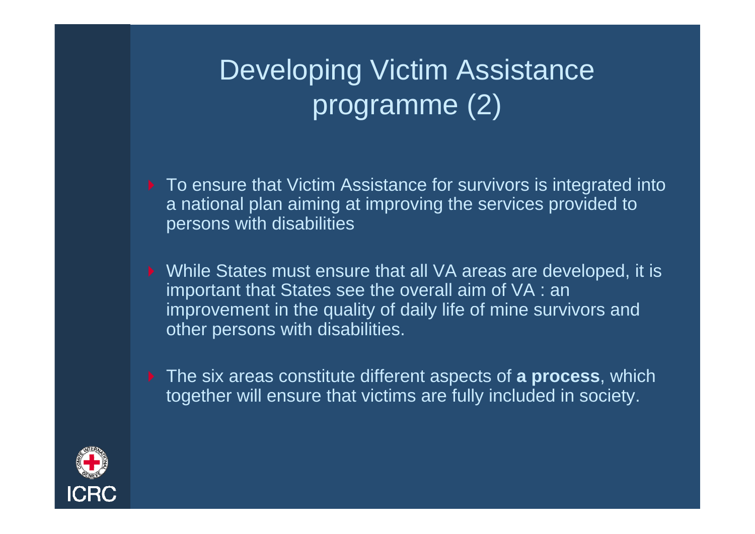# Developing Victim Assistance programme (2)

- To ensure that Victim Assistance for survivors is integrated into a national plan aiming at improving the services provided to persons with disabilities
- While States must ensure that all VA areas are developed, it is important that States see the overall aim of VA : an improvement in the quality of daily life of mine survivors and other persons with disabilities.
- The six areas constitute different aspects of **a process**, which together will ensure that victims are fully included in society.

ICRC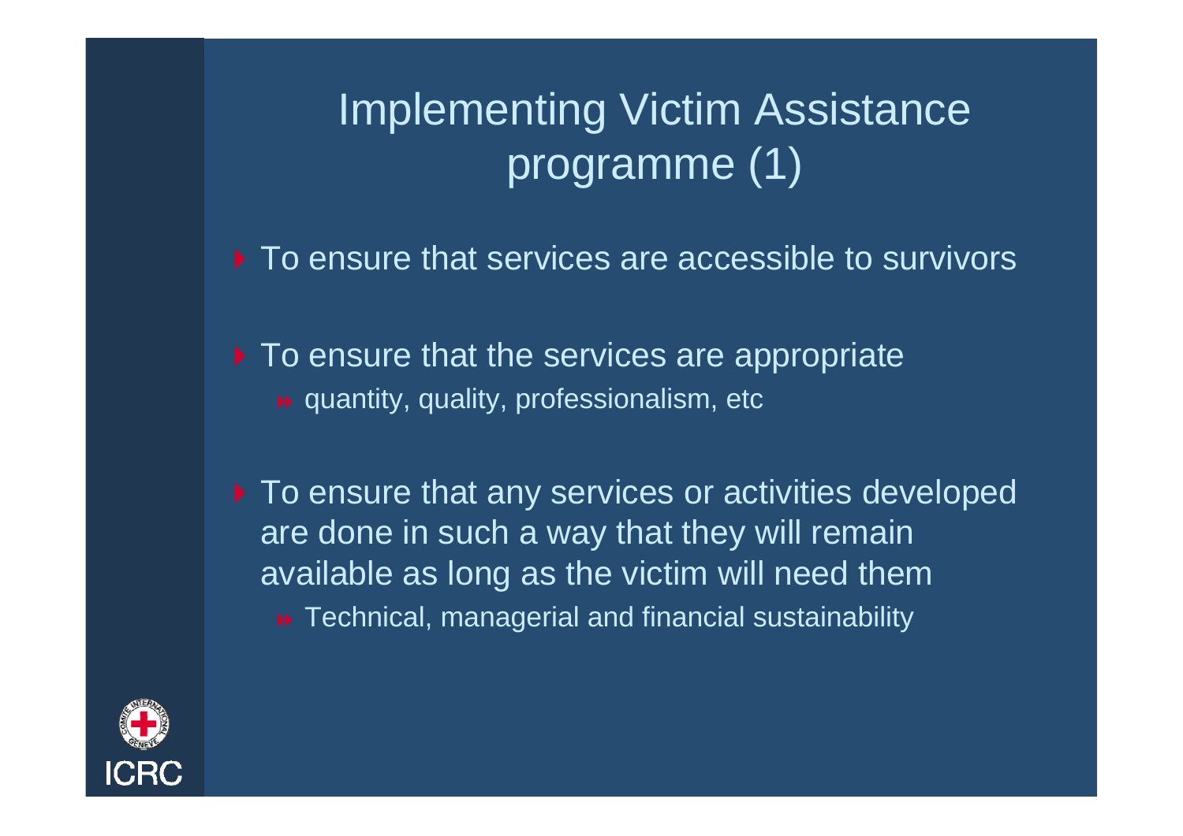# Implementing Victim Assistance programme (1)

- To ensure that services are accessible to survivors
- To ensure that the services are appropriate
  - quantity, quality, professionalism, etc
- To ensure that any services or activities developed are done in such a way that they will remain available as long as the victim will need them
  - Technical, managerial and financial sustainability

ICRC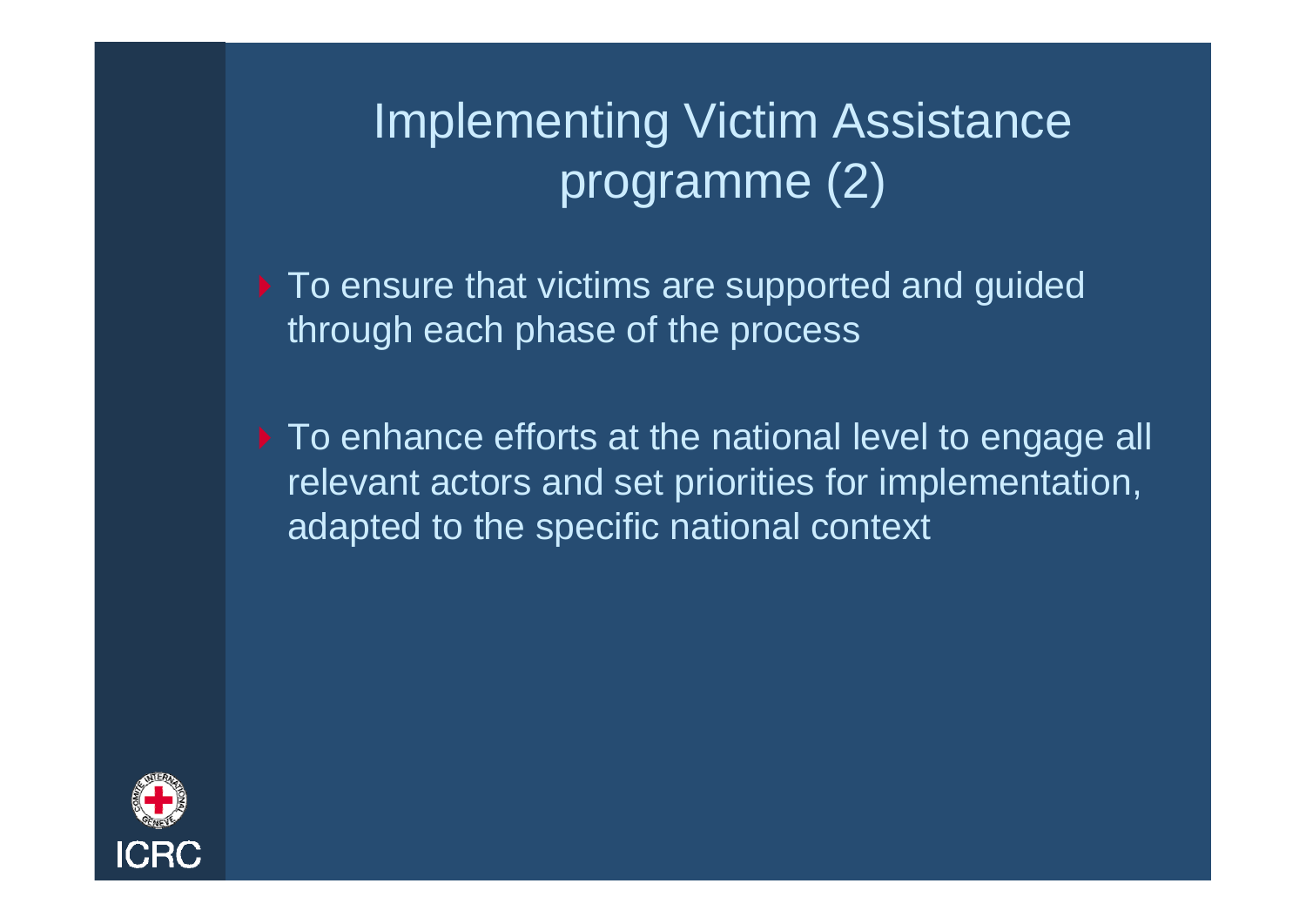# Implementing Victim Assistance programme (2)

- To ensure that victims are supported and guided through each phase of the process
- To enhance efforts at the national level to engage all relevant actors and set priorities for implementation, adapted to the specific national context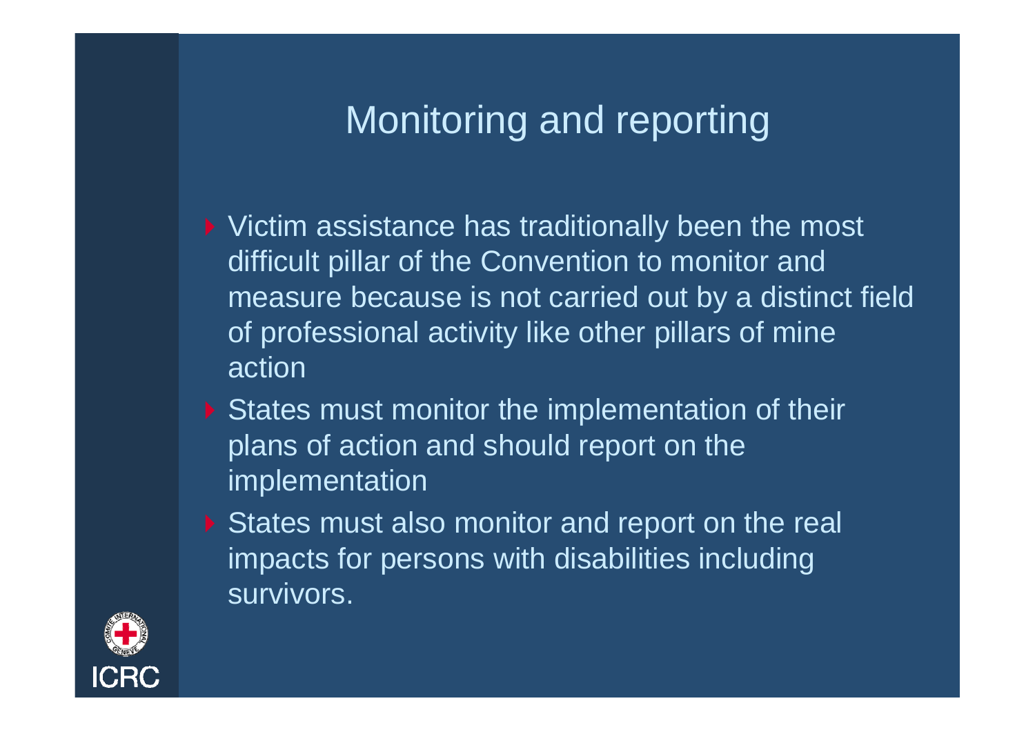# Monitoring and reporting

- Victim assistance has traditionally been the most difficult pillar of the Convention to monitor and measure because is not carried out by a distinct field of professional activity like other pillars of mine action
- States must monitor the implementation of their plans of action and should report on the implementation
- States must also monitor and report on the real impacts for persons with disabilities including survivors.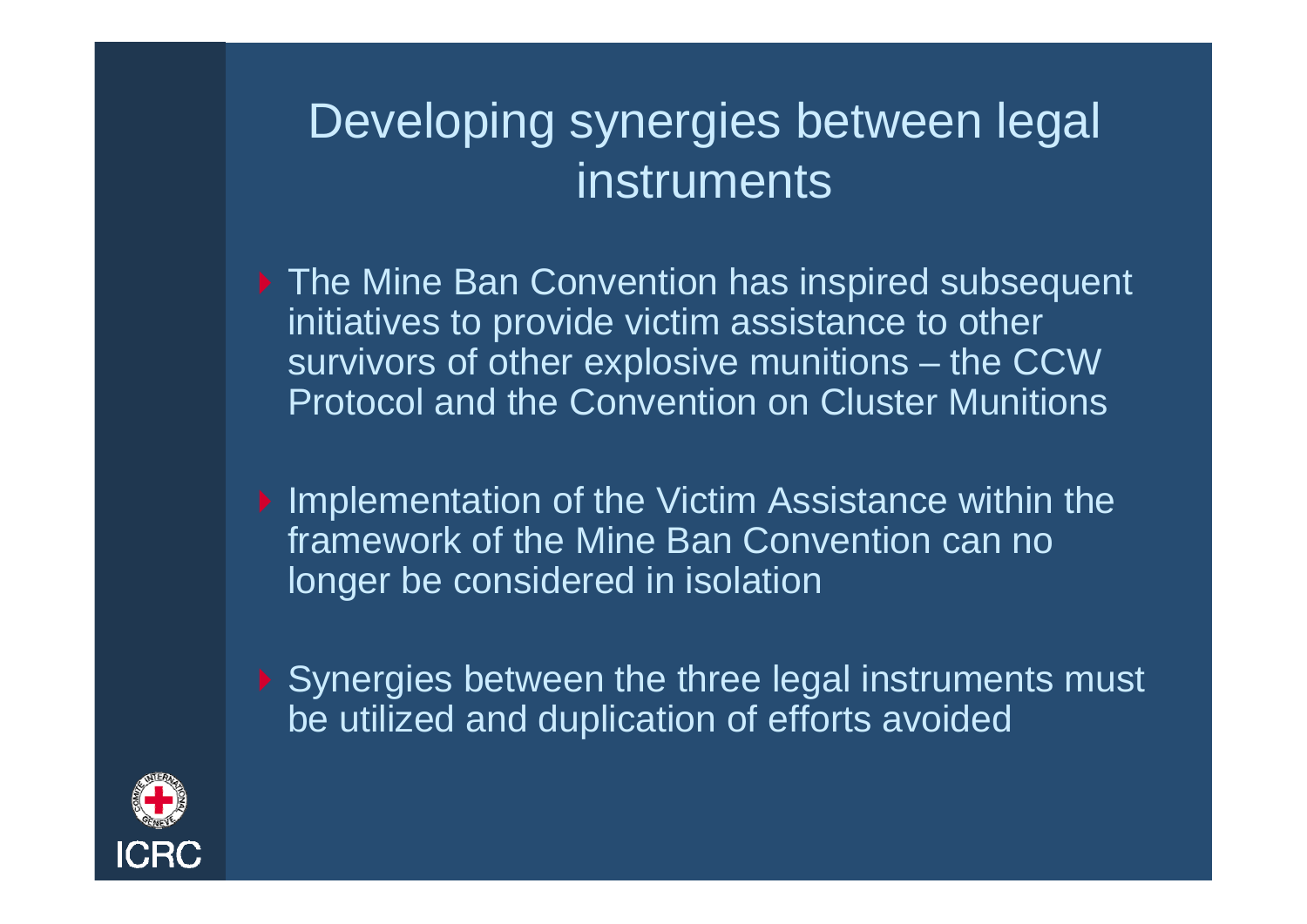# Developing synergies between legal instruments

- The Mine Ban Convention has inspired subsequent initiatives to provide victim assistance to other survivors of other explosive munitions – the CCW Protocol and the Convention on Cluster Munitions
- Implementation of the Victim Assistance within the framework of the Mine Ban Convention can no longer be considered in isolation
- Synergies between the three legal instruments must be utilized and duplication of efforts avoided

ICRC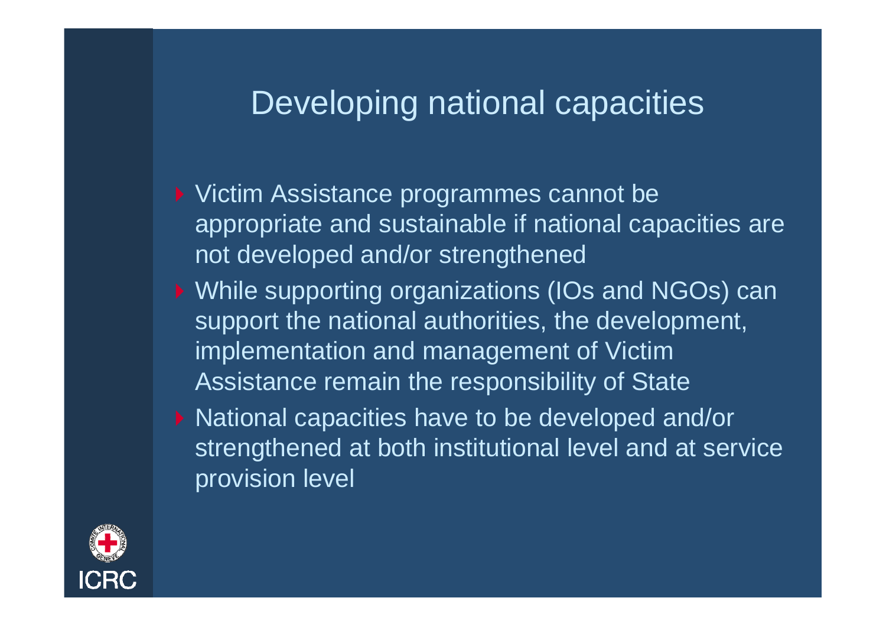# Developing national capacities

- Victim Assistance programmes cannot be appropriate and sustainable if national capacities are not developed and/or strengthened
- While supporting organizations (IOs and NGOs) can support the national authorities, the development, implementation and management of Victim Assistance remain the responsibility of State
- National capacities have to be developed and/or strengthened at both institutional level and at service provision level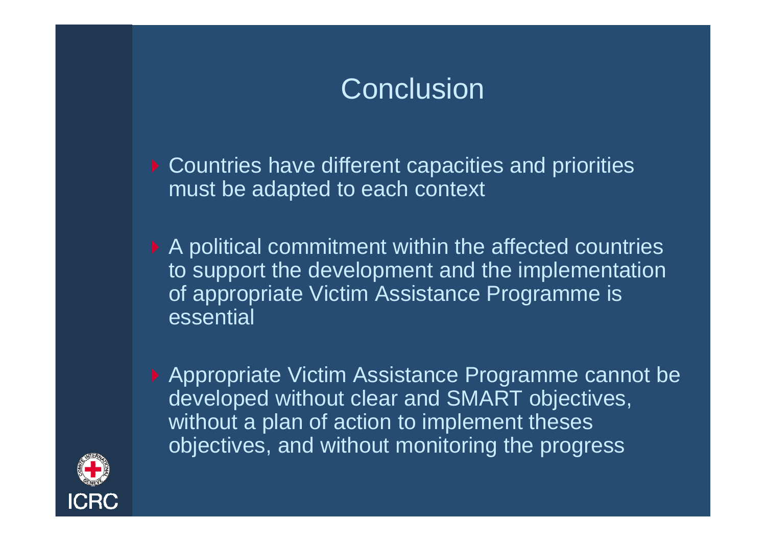# Conclusion

- Countries have different capacities and priorities must be adapted to each context

- A political commitment within the affected countries to support the development and the implementation of appropriate Victim Assistance Programme is essential

- Appropriate Victim Assistance Programme cannot be developed without clear and SMART objectives, without a plan of action to implement theses objectives, and without monitoring the progress

ICRC